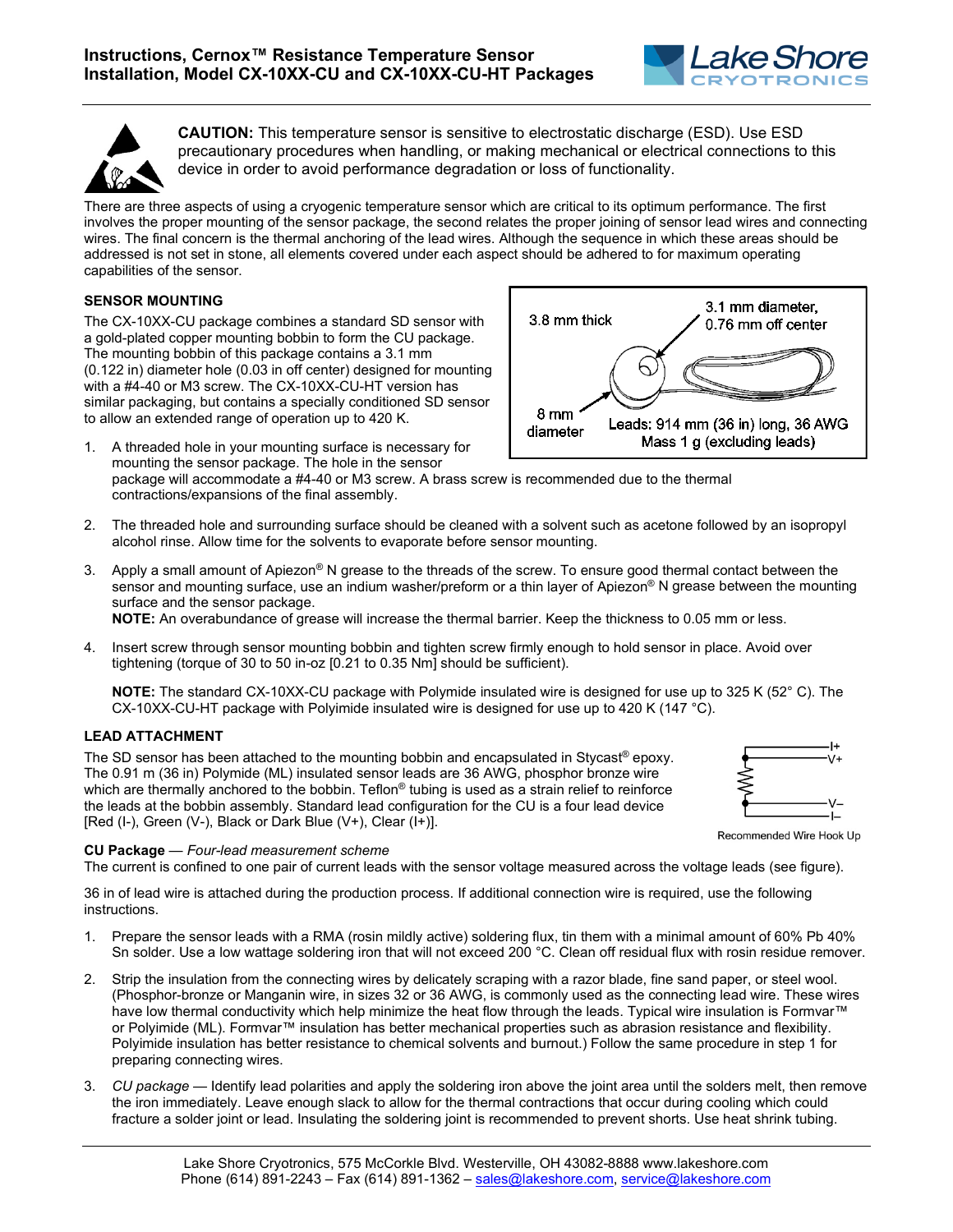# Instructions, Cernox™ Resistance Temperature Sensor Installation, Model CX-10XX-CU and CX-10XX-CU-HT Packages

**CAUTION:** This temperature sensor is sensitive to electrostatic discharge (ESD). Use ESD precautionary procedures when handling, or making mechanical or electrical connections to this device in order to avoid performance degradation or loss of functionality.

There are three aspects of using a cryogenic temperature sensor which are critical to its optimum performance. The first involves the proper mounting of the sensor package, the second relates the proper joining of sensor lead wires and connecting wires. The final concern is the thermal anchoring of the lead wires. Although the sequence in which these areas should be addressed is not set in stone, all elements covered under each aspect should be adhered to for maximum operating capabilities of the sensor.

### SENSOR MOUNTING

The CX-10XX-CU package combines a standard SD sensor with a gold-plated copper mounting bobbin to form the CU package. The mounting bobbin of this package contains a 3.1 mm (0.122 in) diameter hole (0.03 in off center) designed for mounting with a #4-40 or M3 screw. The CX-10XX-CU-HT version has similar packaging, but contains a specially conditioned SD sensor to allow an extended range of operation up to 420 K.

3.8 mm thick; 3.1 mm diameter, 0.76 mm off center; 8 mm diameter; Leads: 914 mm (36 in) long, 36 AWG; Mass 1 g (excluding leads)

1. A threaded hole in your mounting surface is necessary for mounting the sensor package. The hole in the sensor package will accommodate a #4-40 or M3 screw. A brass screw is recommended due to the thermal contractions/expansions of the final assembly.

2. The threaded hole and surrounding surface should be cleaned with a solvent such as acetone followed by an isopropyl alcohol rinse. Allow time for the solvents to evaporate before sensor mounting.

3. Apply a small amount of Apiezon® N grease to the threads of the screw. To ensure good thermal contact between the sensor and mounting surface, use an indium washer/preform or a thin layer of Apiezon® N grease between the mounting surface and the sensor package.
   **NOTE:** An overabundance of grease will increase the thermal barrier. Keep the thickness to 0.05 mm or less.

4. Insert screw through sensor mounting bobbin and tighten screw firmly enough to hold sensor in place. Avoid over tightening (torque of 30 to 50 in-oz [0.21 to 0.35 Nm] should be sufficient).

   **NOTE:** The standard CX-10XX-CU package with Polymide insulated wire is designed for use up to 325 K (52° C). The CX-10XX-CU-HT package with Polyimide insulated wire is designed for use up to 420 K (147 °C).

### LEAD ATTACHMENT

The SD sensor has been attached to the mounting bobbin and encapsulated in Stycast® epoxy. The 0.91 m (36 in) Polymide (ML) insulated sensor leads are 36 AWG, phosphor bronze wire which are thermally anchored to the bobbin. Teflon® tubing is used as a strain relief to reinforce the leads at the bobbin assembly. Standard lead configuration for the CU is a four lead device [Red (I-), Green (V-), Black or Dark Blue (V+), Clear (I+)].

I+ V+ V– I–

Recommended Wire Hook Up

**CU Package** — *Four-lead measurement scheme*
The current is confined to one pair of current leads with the sensor voltage measured across the voltage leads (see figure).

36 in of lead wire is attached during the production process. If additional connection wire is required, use the following instructions.

1. Prepare the sensor leads with a RMA (rosin mildly active) soldering flux, tin them with a minimal amount of 60% Pb 40% Sn solder. Use a low wattage soldering iron that will not exceed 200 °C. Clean off residual flux with rosin residue remover.

2. Strip the insulation from the connecting wires by delicately scraping with a razor blade, fine sand paper, or steel wool. (Phosphor-bronze or Manganin wire, in sizes 32 or 36 AWG, is commonly used as the connecting lead wire. These wires have low thermal conductivity which help minimize the heat flow through the leads. Typical wire insulation is Formvar™ or Polyimide (ML). Formvar™ insulation has better mechanical properties such as abrasion resistance and flexibility. Polyimide insulation has better resistance to chemical solvents and burnout.) Follow the same procedure in step 1 for preparing connecting wires.

3. *CU package* — Identify lead polarities and apply the soldering iron above the joint area until the solders melt, then remove the iron immediately. Leave enough slack to allow for the thermal contractions that occur during cooling which could fracture a solder joint or lead. Insulating the soldering joint is recommended to prevent shorts. Use heat shrink tubing.

Lake Shore Cryotronics, 575 McCorkle Blvd. Westerville, OH 43082-8888 www.lakeshore.com
Phone (614) 891-2243 – Fax (614) 891-1362 – sales@lakeshore.com, service@lakeshore.com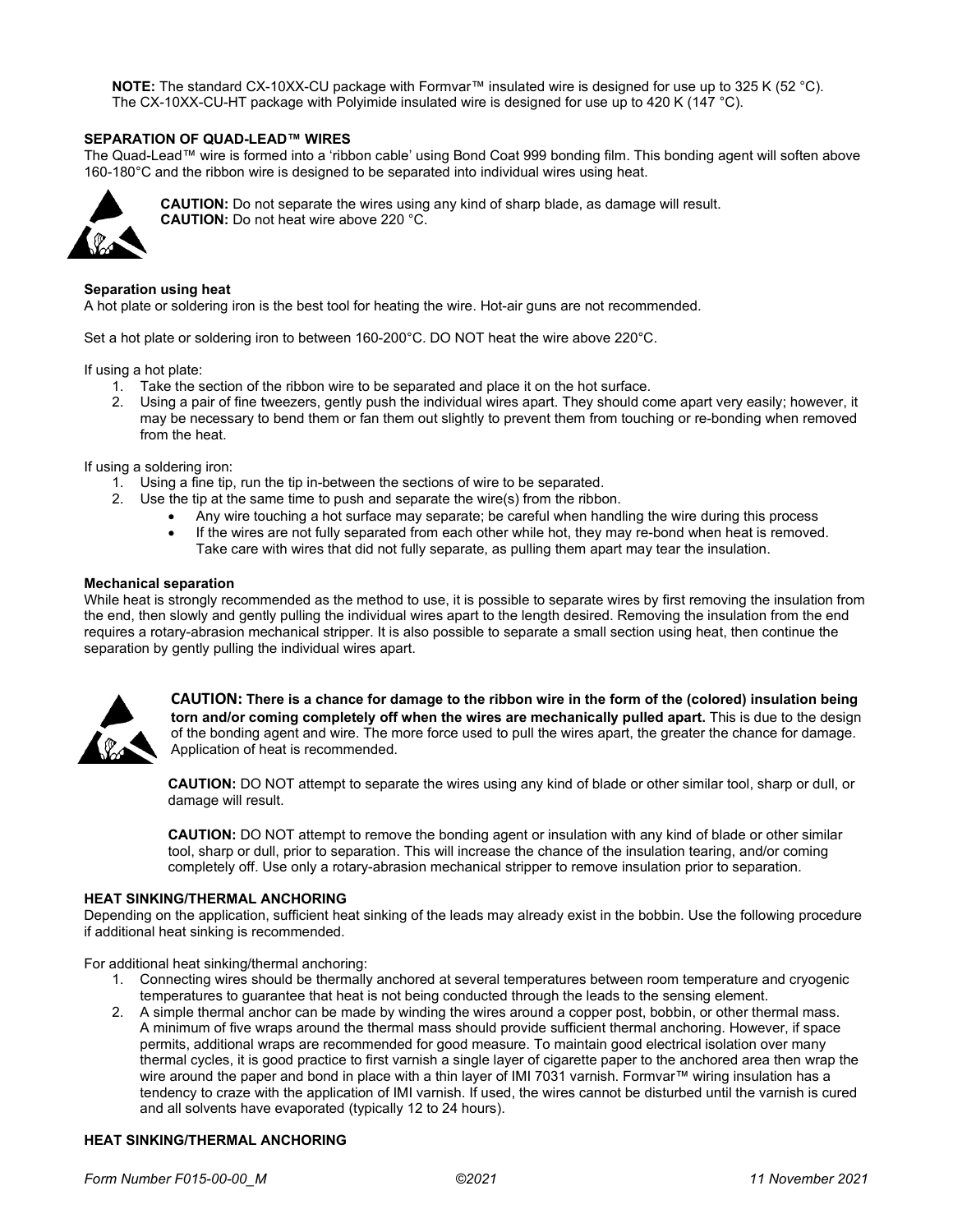**NOTE:** The standard CX-10XX-CU package with Formvar™ insulated wire is designed for use up to 325 K (52 °C). The CX-10XX-CU-HT package with Polyimide insulated wire is designed for use up to 420 K (147 °C).

## SEPARATION OF QUAD-LEAD™ WIRES

The Quad-Lead™ wire is formed into a 'ribbon cable' using Bond Coat 999 bonding film. This bonding agent will soften above 160-180°C and the ribbon wire is designed to be separated into individual wires using heat.

**CAUTION:** Do not separate the wires using any kind of sharp blade, as damage will result.
**CAUTION:** Do not heat wire above 220 °C.

### Separation using heat

A hot plate or soldering iron is the best tool for heating the wire. Hot-air guns are not recommended.

Set a hot plate or soldering iron to between 160-200°C. DO NOT heat the wire above 220°C.

If using a hot plate:

1. Take the section of the ribbon wire to be separated and place it on the hot surface.
2. Using a pair of fine tweezers, gently push the individual wires apart. They should come apart very easily; however, it may be necessary to bend them or fan them out slightly to prevent them from touching or re-bonding when removed from the heat.

If using a soldering iron:

1. Using a fine tip, run the tip in-between the sections of wire to be separated.
2. Use the tip at the same time to push and separate the wire(s) from the ribbon.
   - Any wire touching a hot surface may separate; be careful when handling the wire during this process
   - If the wires are not fully separated from each other while hot, they may re-bond when heat is removed. Take care with wires that did not fully separate, as pulling them apart may tear the insulation.

### Mechanical separation

While heat is strongly recommended as the method to use, it is possible to separate wires by first removing the insulation from the end, then slowly and gently pulling the individual wires apart to the length desired. Removing the insulation from the end requires a rotary-abrasion mechanical stripper. It is also possible to separate a small section using heat, then continue the separation by gently pulling the individual wires apart.

**CAUTION: There is a chance for damage to the ribbon wire in the form of the (colored) insulation being torn and/or coming completely off when the wires are mechanically pulled apart.** This is due to the design of the bonding agent and wire. The more force used to pull the wires apart, the greater the chance for damage. Application of heat is recommended.

**CAUTION:** DO NOT attempt to separate the wires using any kind of blade or other similar tool, sharp or dull, or damage will result.

**CAUTION:** DO NOT attempt to remove the bonding agent or insulation with any kind of blade or other similar tool, sharp or dull, prior to separation. This will increase the chance of the insulation tearing, and/or coming completely off. Use only a rotary-abrasion mechanical stripper to remove insulation prior to separation.

## HEAT SINKING/THERMAL ANCHORING

Depending on the application, sufficient heat sinking of the leads may already exist in the bobbin. Use the following procedure if additional heat sinking is recommended.

For additional heat sinking/thermal anchoring:

1. Connecting wires should be thermally anchored at several temperatures between room temperature and cryogenic temperatures to guarantee that heat is not being conducted through the leads to the sensing element.
2. A simple thermal anchor can be made by winding the wires around a copper post, bobbin, or other thermal mass. A minimum of five wraps around the thermal mass should provide sufficient thermal anchoring. However, if space permits, additional wraps are recommended for good measure. To maintain good electrical isolation over many thermal cycles, it is good practice to first varnish a single layer of cigarette paper to the anchored area then wrap the wire around the paper and bond in place with a thin layer of IMI 7031 varnish. Formvar™ wiring insulation has a tendency to craze with the application of IMI varnish. If used, the wires cannot be disturbed until the varnish is cured and all solvents have evaporated (typically 12 to 24 hours).

## HEAT SINKING/THERMAL ANCHORING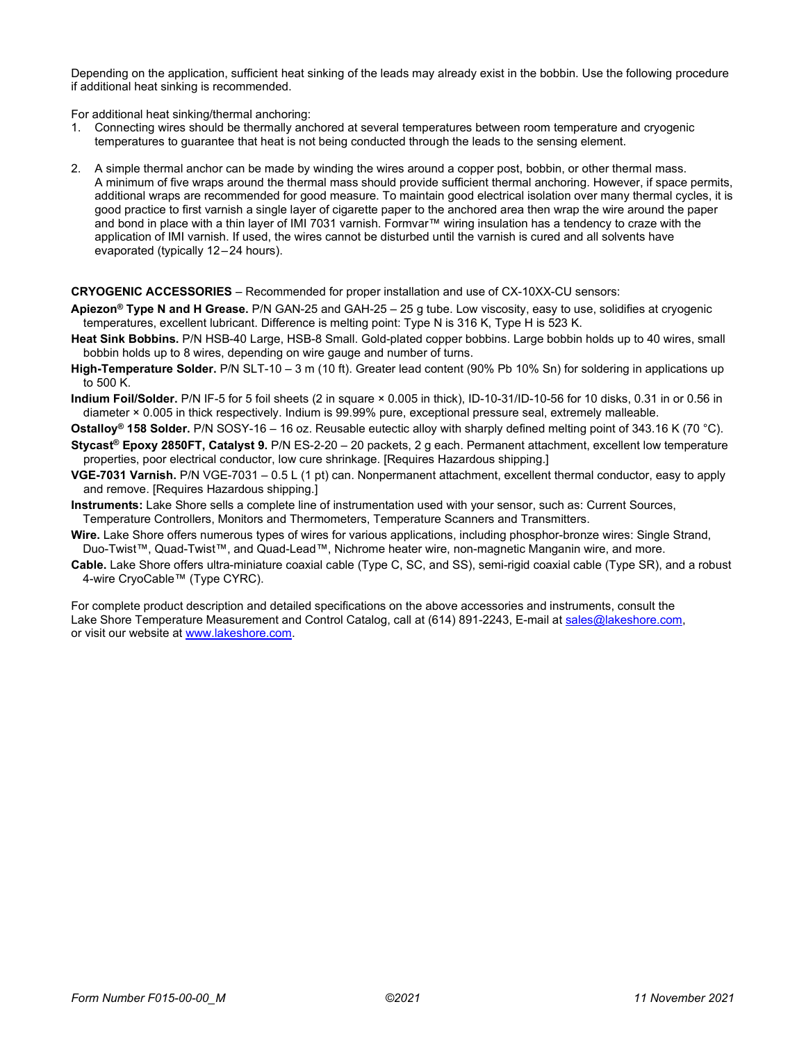Depending on the application, sufficient heat sinking of the leads may already exist in the bobbin. Use the following procedure if additional heat sinking is recommended.

For additional heat sinking/thermal anchoring:

1. Connecting wires should be thermally anchored at several temperatures between room temperature and cryogenic temperatures to guarantee that heat is not being conducted through the leads to the sensing element.

2. A simple thermal anchor can be made by winding the wires around a copper post, bobbin, or other thermal mass. A minimum of five wraps around the thermal mass should provide sufficient thermal anchoring. However, if space permits, additional wraps are recommended for good measure. To maintain good electrical isolation over many thermal cycles, it is good practice to first varnish a single layer of cigarette paper to the anchored area then wrap the wire around the paper and bond in place with a thin layer of IMI 7031 varnish. Formvar™ wiring insulation has a tendency to craze with the application of IMI varnish. If used, the wires cannot be disturbed until the varnish is cured and all solvents have evaporated (typically 12 – 24 hours).

**CRYOGENIC ACCESSORIES** – Recommended for proper installation and use of CX-10XX-CU sensors:

**Apiezon® Type N and H Grease.** P/N GAN-25 and GAH-25 – 25 g tube. Low viscosity, easy to use, solidifies at cryogenic temperatures, excellent lubricant. Difference is melting point: Type N is 316 K, Type H is 523 K.

**Heat Sink Bobbins.** P/N HSB-40 Large, HSB-8 Small. Gold-plated copper bobbins. Large bobbin holds up to 40 wires, small bobbin holds up to 8 wires, depending on wire gauge and number of turns.

**High-Temperature Solder.** P/N SLT-10 – 3 m (10 ft). Greater lead content (90% Pb 10% Sn) for soldering in applications up to 500 K.

**Indium Foil/Solder.** P/N IF-5 for 5 foil sheets (2 in square × 0.005 in thick), ID-10-31/ID-10-56 for 10 disks, 0.31 in or 0.56 in diameter × 0.005 in thick respectively. Indium is 99.99% pure, exceptional pressure seal, extremely malleable.

**Ostalloy® 158 Solder.** P/N SOSY-16 – 16 oz. Reusable eutectic alloy with sharply defined melting point of 343.16 K (70 °C).

**Stycast® Epoxy 2850FT, Catalyst 9.** P/N ES-2-20 – 20 packets, 2 g each. Permanent attachment, excellent low temperature properties, poor electrical conductor, low cure shrinkage. [Requires Hazardous shipping.]

**VGE-7031 Varnish.** P/N VGE-7031 – 0.5 L (1 pt) can. Nonpermanent attachment, excellent thermal conductor, easy to apply and remove. [Requires Hazardous shipping.]

**Instruments:** Lake Shore sells a complete line of instrumentation used with your sensor, such as: Current Sources, Temperature Controllers, Monitors and Thermometers, Temperature Scanners and Transmitters.

**Wire.** Lake Shore offers numerous types of wires for various applications, including phosphor-bronze wires: Single Strand, Duo-Twist™, Quad-Twist™, and Quad-Lead™, Nichrome heater wire, non-magnetic Manganin wire, and more.

**Cable.** Lake Shore offers ultra-miniature coaxial cable (Type C, SC, and SS), semi-rigid coaxial cable (Type SR), and a robust 4-wire CryoCable™ (Type CYRC).

For complete product description and detailed specifications on the above accessories and instruments, consult the Lake Shore Temperature Measurement and Control Catalog, call at (614) 891-2243, E-mail at sales@lakeshore.com, or visit our website at www.lakeshore.com.

*Form Number F015-00-00_M* *©2021* *11 November 2021*